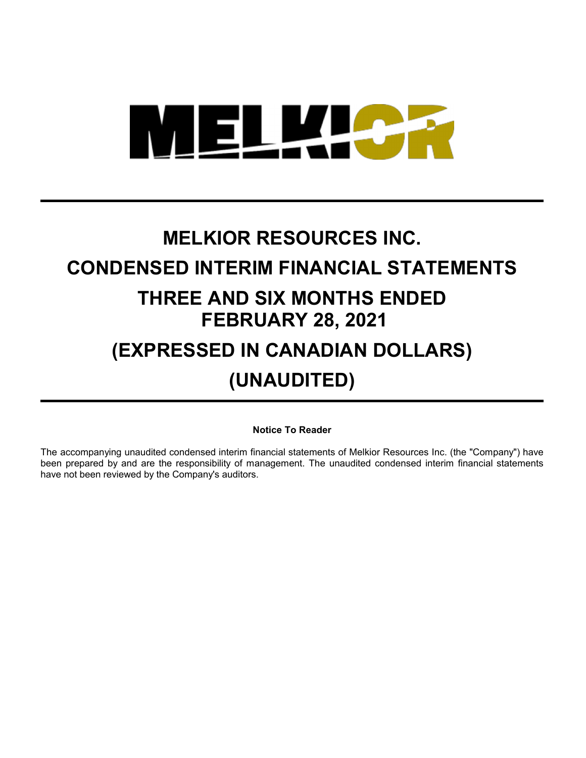# MELKIOR RESOURCES INC.

# CONDENSED INTERIM FINANCIAL STATEMENTS

# THREE AND SIX MONTHS ENDED FEBRUARY 28, 2021

# (EXPRESSED IN CANADIAN DOLLARS)

# (UNAUDITED)

**Notice To Reader**

The accompanying unaudited condensed interim financial statements of Melkior Resources Inc. (the "Company") have been prepared by and are the responsibility of management. The unaudited condensed interim financial statements have not been reviewed by the Company's auditors.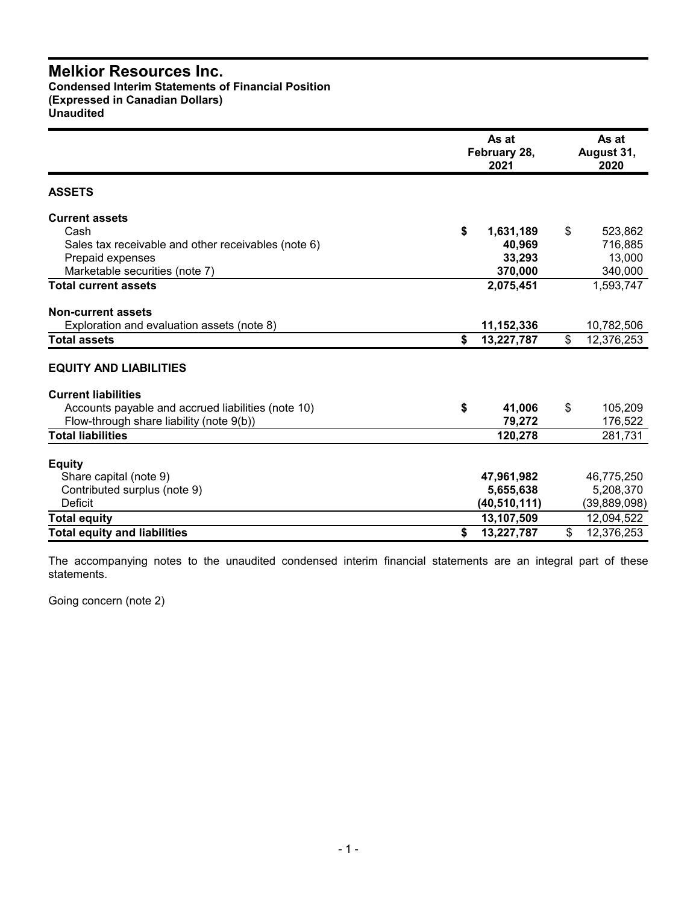# Melkior Resources Inc.

**Condensed Interim Statements of Financial Position**
**(Expressed in Canadian Dollars)**
**Unaudited**

| | As at February 28, 2021 | As at August 31, 2020 |
|---|---|---|
| **ASSETS** | | |
| **Current assets** | | |
| Cash | $ 1,631,189 | $ 523,862 |
| Sales tax receivable and other receivables (note 6) | 40,969 | 716,885 |
| Prepaid expenses | 33,293 | 13,000 |
| Marketable securities (note 7) | 370,000 | 340,000 |
| **Total current assets** | 2,075,451 | 1,593,747 |
| **Non-current assets** | | |
| Exploration and evaluation assets (note 8) | 11,152,336 | 10,782,506 |
| **Total assets** | $ 13,227,787 | $ 12,376,253 |
| **EQUITY AND LIABILITIES** | | |
| **Current liabilities** | | |
| Accounts payable and accrued liabilities (note 10) | $ 41,006 | $ 105,209 |
| Flow-through share liability (note 9(b)) | 79,272 | 176,522 |
| **Total liabilities** | 120,278 | 281,731 |
| **Equity** | | |
| Share capital (note 9) | 47,961,982 | 46,775,250 |
| Contributed surplus (note 9) | 5,655,638 | 5,208,370 |
| Deficit | (40,510,111) | (39,889,098) |
| **Total equity** | 13,107,509 | 12,094,522 |
| **Total equity and liabilities** | $ 13,227,787 | $ 12,376,253 |

The accompanying notes to the unaudited condensed interim financial statements are an integral part of these statements.

Going concern (note 2)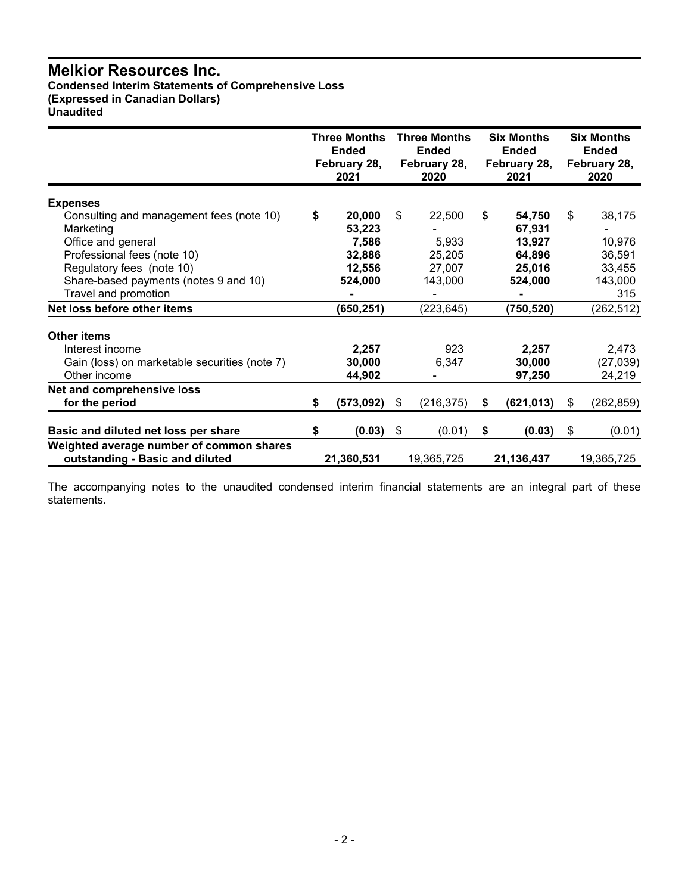# Melkior Resources Inc.

**Condensed Interim Statements of Comprehensive Loss**
**(Expressed in Canadian Dollars)**
**Unaudited**

| | Three Months Ended February 28, 2021 | Three Months Ended February 28, 2020 | Six Months Ended February 28, 2021 | Six Months Ended February 28, 2020 |
|---|---|---|---|---|
| **Expenses** | | | | |
| Consulting and management fees (note 10) | **$ 20,000** | $ 22,500 | **$ 54,750** | $ 38,175 |
| Marketing | **53,223** | - | **67,931** | - |
| Office and general | **7,586** | 5,933 | **13,927** | 10,976 |
| Professional fees (note 10) | **32,886** | 25,205 | **64,896** | 36,591 |
| Regulatory fees (note 10) | **12,556** | 27,007 | **25,016** | 33,455 |
| Share-based payments (notes 9 and 10) | **524,000** | 143,000 | **524,000** | 143,000 |
| Travel and promotion | **-** | - | **-** | 315 |
| **Net loss before other items** | **(650,251)** | (223,645) | **(750,520)** | (262,512) |
| **Other items** | | | | |
| Interest income | **2,257** | 923 | **2,257** | 2,473 |
| Gain (loss) on marketable securities (note 7) | **30,000** | 6,347 | **30,000** | (27,039) |
| Other income | **44,902** | - | **97,250** | 24,219 |
| **Net and comprehensive loss for the period** | **$ (573,092)** | $ (216,375) | **$ (621,013)** | $ (262,859) |
| **Basic and diluted net loss per share** | **$ (0.03)** | $ (0.01) | **$ (0.03)** | $ (0.01) |
| **Weighted average number of common shares outstanding - Basic and diluted** | **21,360,531** | 19,365,725 | **21,136,437** | 19,365,725 |

The accompanying notes to the unaudited condensed interim financial statements are an integral part of these statements.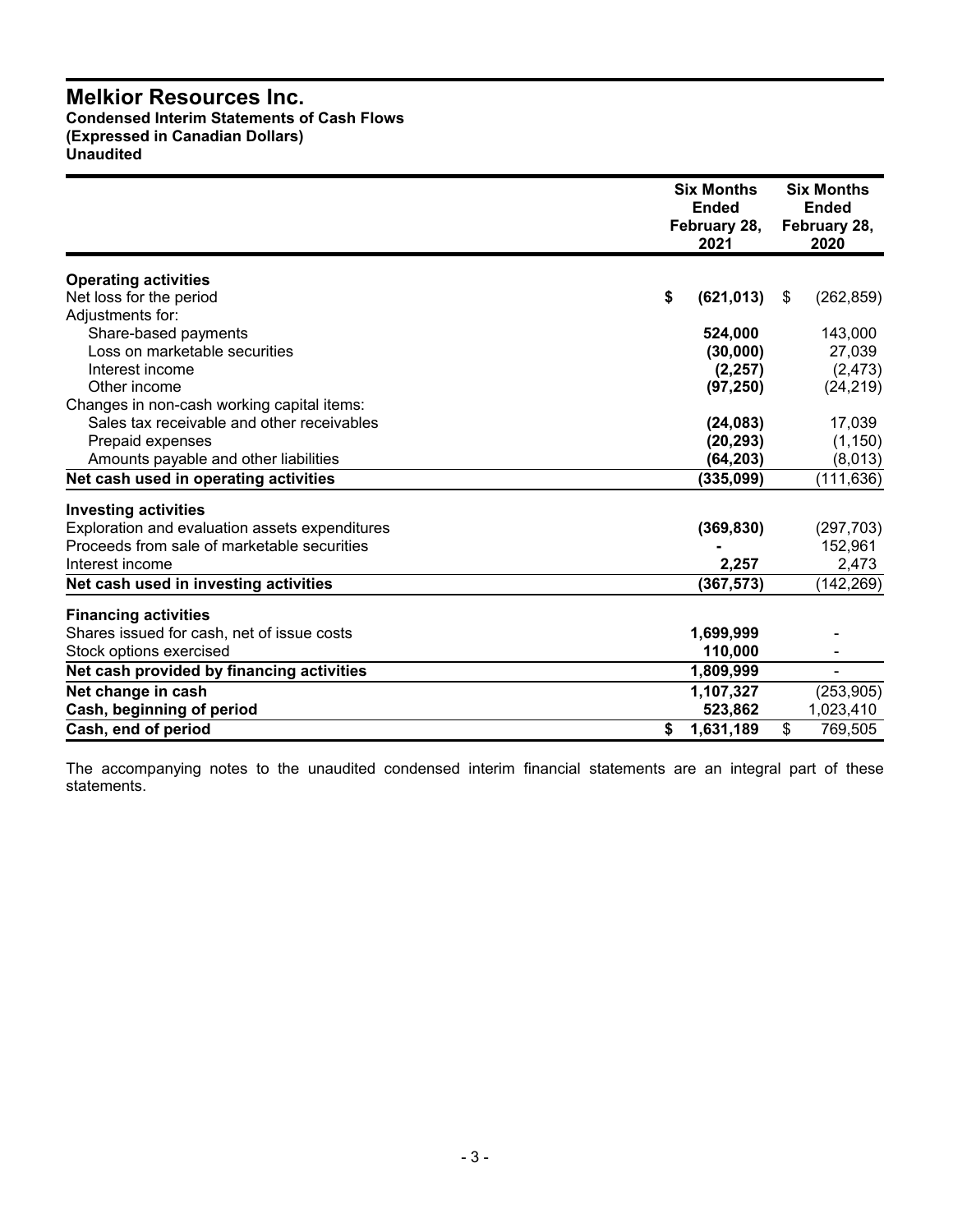# Melkior Resources Inc.

**Condensed Interim Statements of Cash Flows**
**(Expressed in Canadian Dollars)**
**Unaudited**

| | Six Months Ended February 28, 2021 | Six Months Ended February 28, 2020 |
|---|---|---|
| **Operating activities** | | |
| Net loss for the period | **$ (621,013)** | $ (262,859) |
| Adjustments for: | | |
| Share-based payments | **524,000** | 143,000 |
| Loss on marketable securities | **(30,000)** | 27,039 |
| Interest income | **(2,257)** | (2,473) |
| Other income | **(97,250)** | (24,219) |
| Changes in non-cash working capital items: | | |
| Sales tax receivable and other receivables | **(24,083)** | 17,039 |
| Prepaid expenses | **(20,293)** | (1,150) |
| Amounts payable and other liabilities | **(64,203)** | (8,013) |
| **Net cash used in operating activities** | **(335,099)** | (111,636) |
| **Investing activities** | | |
| Exploration and evaluation assets expenditures | **(369,830)** | (297,703) |
| Proceeds from sale of marketable securities | **-** | 152,961 |
| Interest income | **2,257** | 2,473 |
| **Net cash used in investing activities** | **(367,573)** | (142,269) |
| **Financing activities** | | |
| Shares issued for cash, net of issue costs | **1,699,999** | - |
| Stock options exercised | **110,000** | - |
| **Net cash provided by financing activities** | **1,809,999** | - |
| **Net change in cash** | **1,107,327** | (253,905) |
| **Cash, beginning of period** | **523,862** | 1,023,410 |
| **Cash, end of period** | **$ 1,631,189** | $ 769,505 |

The accompanying notes to the unaudited condensed interim financial statements are an integral part of these statements.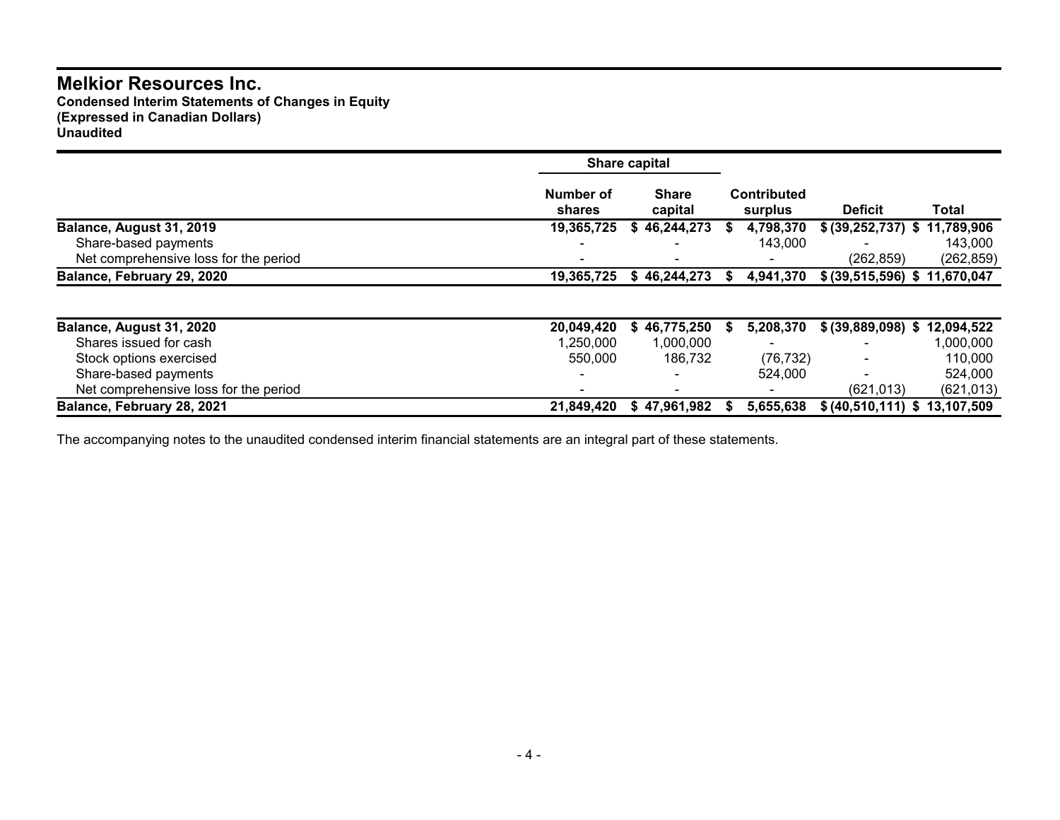# Melkior Resources Inc.

**Condensed Interim Statements of Changes in Equity**
**(Expressed in Canadian Dollars)**
**Unaudited**

| | Share capital | | | | |
|---|---|---|---|---|---|
| | **Number of shares** | **Share capital** | **Contributed surplus** | **Deficit** | **Total** |
| **Balance, August 31, 2019** | **19,365,725** | **$ 46,244,273** | **$ 4,798,370** | **$ (39,252,737)** | **$ 11,789,906** |
| Share-based payments | - | - | 143,000 | - | 143,000 |
| Net comprehensive loss for the period | - | - | - | (262,859) | (262,859) |
| **Balance, February 29, 2020** | **19,365,725** | **$ 46,244,273** | **$ 4,941,370** | **$ (39,515,596)** | **$ 11,670,047** |
| | | | | | |
| **Balance, August 31, 2020** | **20,049,420** | **$ 46,775,250** | **$ 5,208,370** | **$ (39,889,098)** | **$ 12,094,522** |
| Shares issued for cash | 1,250,000 | 1,000,000 | - | - | 1,000,000 |
| Stock options exercised | 550,000 | 186,732 | (76,732) | - | 110,000 |
| Share-based payments | - | - | 524,000 | - | 524,000 |
| Net comprehensive loss for the period | - | - | - | (621,013) | (621,013) |
| **Balance, February 28, 2021** | **21,849,420** | **$ 47,961,982** | **$ 5,655,638** | **$ (40,510,111)** | **$ 13,107,509** |

The accompanying notes to the unaudited condensed interim financial statements are an integral part of these statements.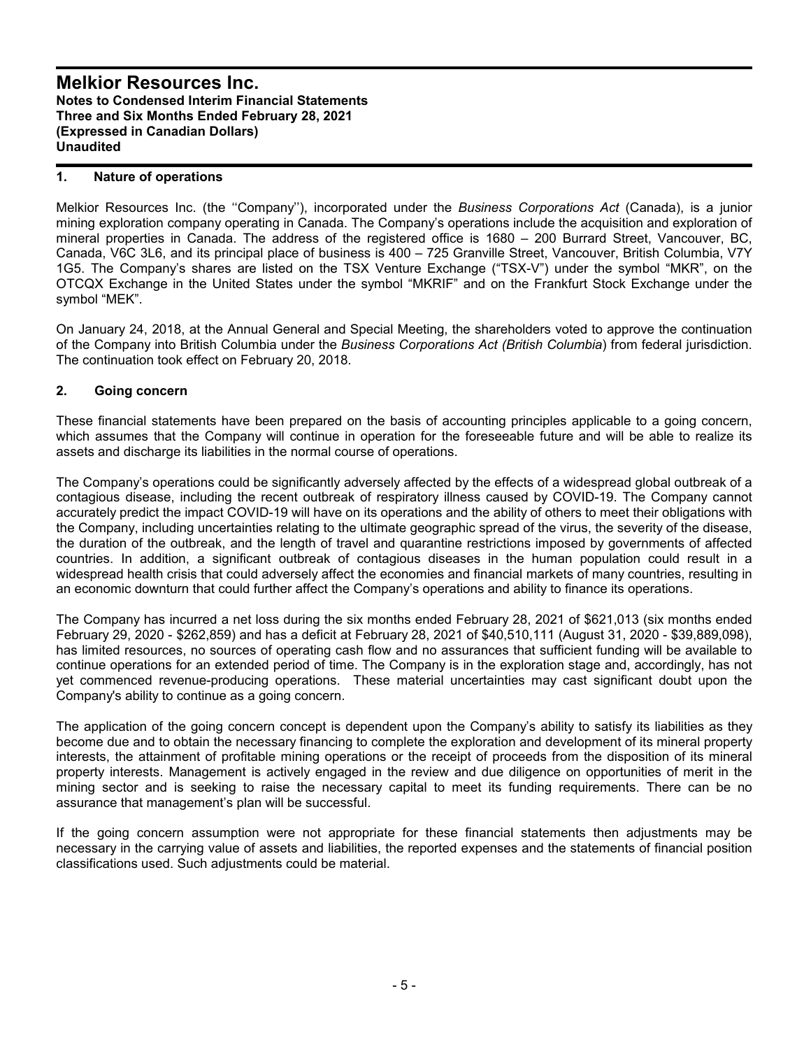## 1. Nature of operations

Melkior Resources Inc. (the ''Company''), incorporated under the *Business Corporations Act* (Canada), is a junior mining exploration company operating in Canada. The Company's operations include the acquisition and exploration of mineral properties in Canada. The address of the registered office is 1680 – 200 Burrard Street, Vancouver, BC, Canada, V6C 3L6, and its principal place of business is 400 – 725 Granville Street, Vancouver, British Columbia, V7Y 1G5. The Company's shares are listed on the TSX Venture Exchange ("TSX-V") under the symbol "MKR", on the OTCQX Exchange in the United States under the symbol "MKRIF" and on the Frankfurt Stock Exchange under the symbol "MEK".

On January 24, 2018, at the Annual General and Special Meeting, the shareholders voted to approve the continuation of the Company into British Columbia under the *Business Corporations Act (British Columbia*) from federal jurisdiction. The continuation took effect on February 20, 2018.

## 2. Going concern

These financial statements have been prepared on the basis of accounting principles applicable to a going concern, which assumes that the Company will continue in operation for the foreseeable future and will be able to realize its assets and discharge its liabilities in the normal course of operations.

The Company's operations could be significantly adversely affected by the effects of a widespread global outbreak of a contagious disease, including the recent outbreak of respiratory illness caused by COVID-19. The Company cannot accurately predict the impact COVID-19 will have on its operations and the ability of others to meet their obligations with the Company, including uncertainties relating to the ultimate geographic spread of the virus, the severity of the disease, the duration of the outbreak, and the length of travel and quarantine restrictions imposed by governments of affected countries. In addition, a significant outbreak of contagious diseases in the human population could result in a widespread health crisis that could adversely affect the economies and financial markets of many countries, resulting in an economic downturn that could further affect the Company's operations and ability to finance its operations.

The Company has incurred a net loss during the six months ended February 28, 2021 of $621,013 (six months ended February 29, 2020 - $262,859) and has a deficit at February 28, 2021 of $40,510,111 (August 31, 2020 - $39,889,098), has limited resources, no sources of operating cash flow and no assurances that sufficient funding will be available to continue operations for an extended period of time. The Company is in the exploration stage and, accordingly, has not yet commenced revenue-producing operations. These material uncertainties may cast significant doubt upon the Company's ability to continue as a going concern.

The application of the going concern concept is dependent upon the Company's ability to satisfy its liabilities as they become due and to obtain the necessary financing to complete the exploration and development of its mineral property interests, the attainment of profitable mining operations or the receipt of proceeds from the disposition of its mineral property interests. Management is actively engaged in the review and due diligence on opportunities of merit in the mining sector and is seeking to raise the necessary capital to meet its funding requirements. There can be no assurance that management's plan will be successful.

If the going concern assumption were not appropriate for these financial statements then adjustments may be necessary in the carrying value of assets and liabilities, the reported expenses and the statements of financial position classifications used. Such adjustments could be material.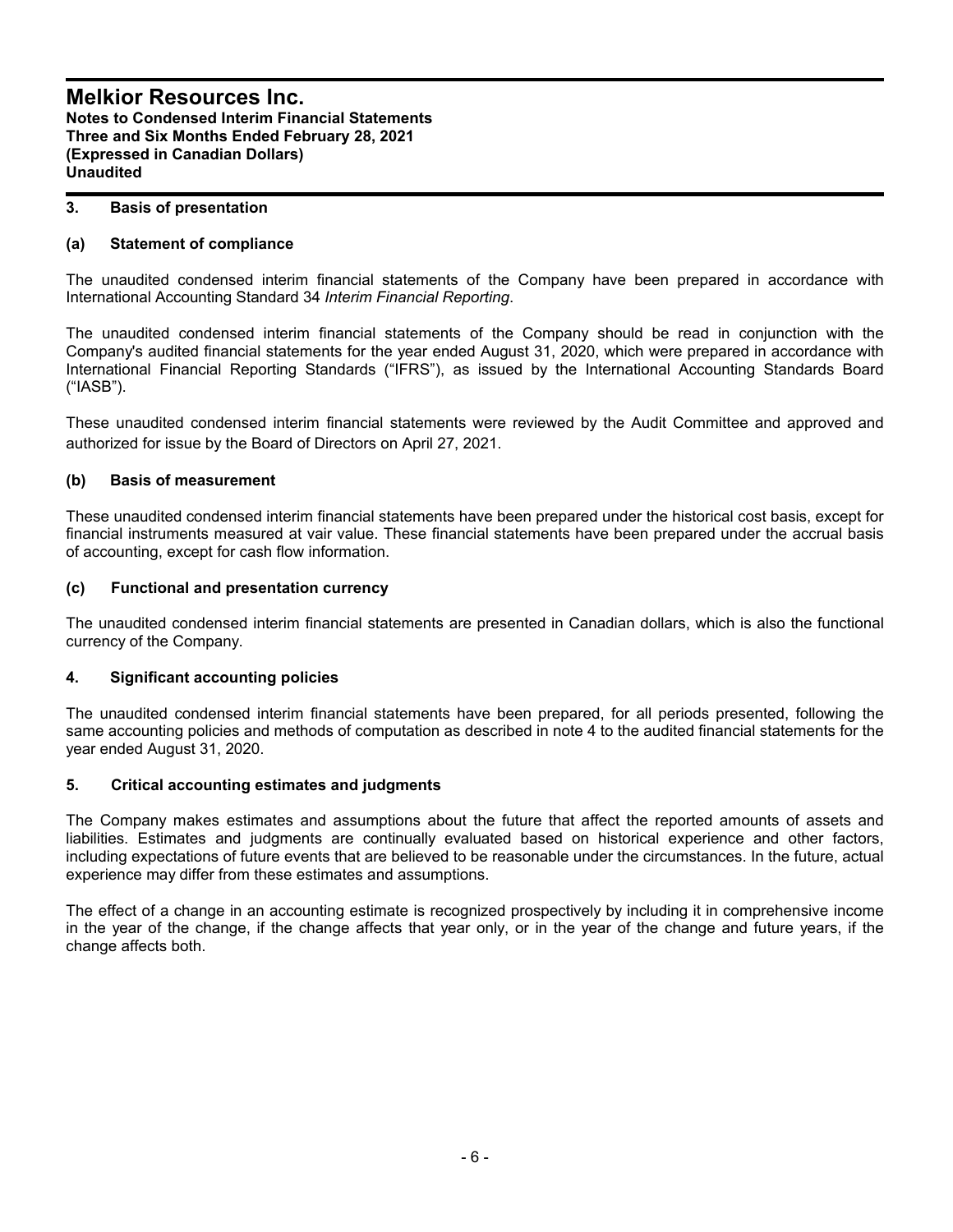## 3. Basis of presentation

### (a) Statement of compliance

The unaudited condensed interim financial statements of the Company have been prepared in accordance with International Accounting Standard 34 *Interim Financial Reporting*.

The unaudited condensed interim financial statements of the Company should be read in conjunction with the Company's audited financial statements for the year ended August 31, 2020, which were prepared in accordance with International Financial Reporting Standards ("IFRS"), as issued by the International Accounting Standards Board ("IASB").

These unaudited condensed interim financial statements were reviewed by the Audit Committee and approved and authorized for issue by the Board of Directors on April 27, 2021.

### (b) Basis of measurement

These unaudited condensed interim financial statements have been prepared under the historical cost basis, except for financial instruments measured at vair value. These financial statements have been prepared under the accrual basis of accounting, except for cash flow information.

### (c) Functional and presentation currency

The unaudited condensed interim financial statements are presented in Canadian dollars, which is also the functional currency of the Company.

## 4. Significant accounting policies

The unaudited condensed interim financial statements have been prepared, for all periods presented, following the same accounting policies and methods of computation as described in note 4 to the audited financial statements for the year ended August 31, 2020.

## 5. Critical accounting estimates and judgments

The Company makes estimates and assumptions about the future that affect the reported amounts of assets and liabilities. Estimates and judgments are continually evaluated based on historical experience and other factors, including expectations of future events that are believed to be reasonable under the circumstances. In the future, actual experience may differ from these estimates and assumptions.

The effect of a change in an accounting estimate is recognized prospectively by including it in comprehensive income in the year of the change, if the change affects that year only, or in the year of the change and future years, if the change affects both.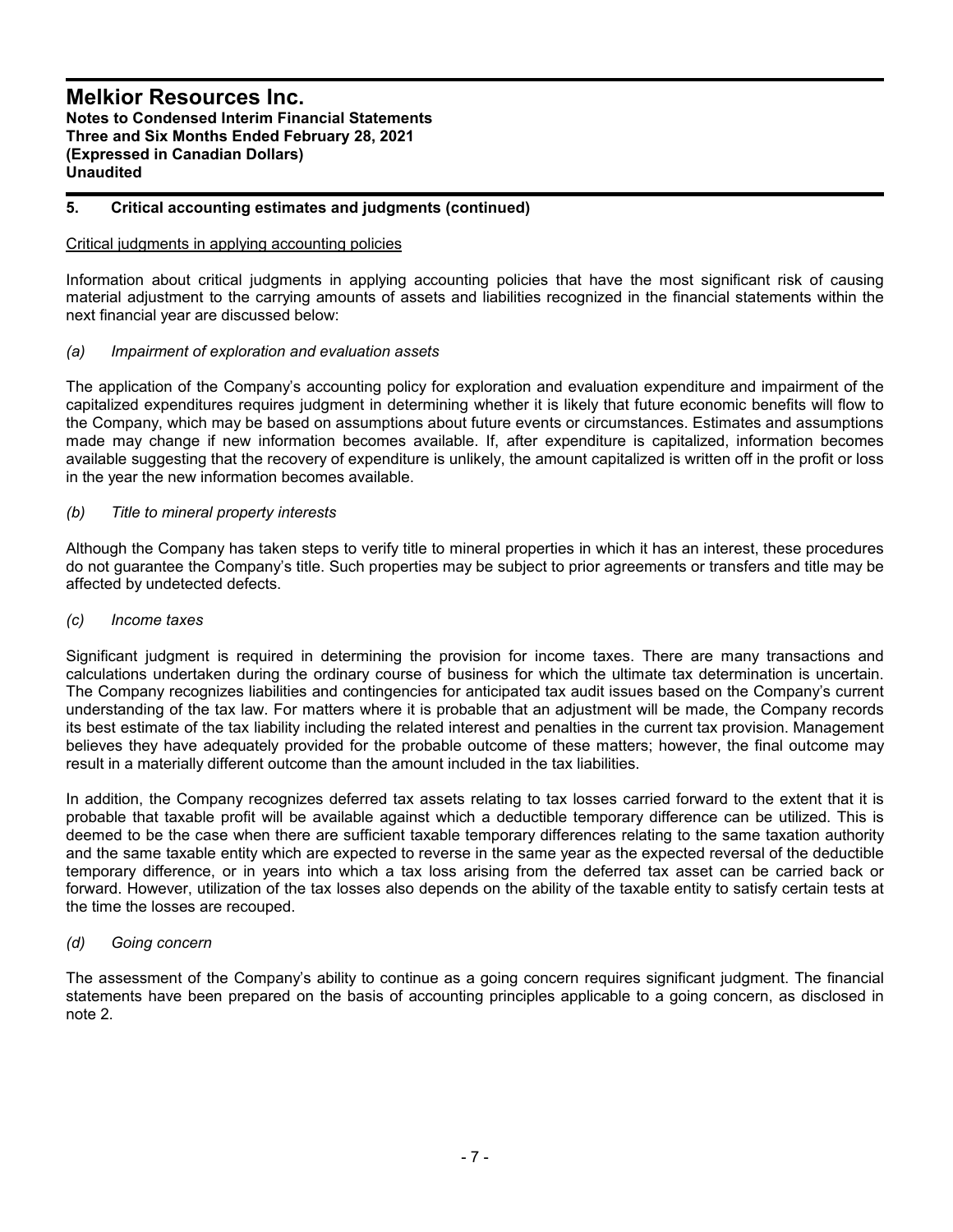## 5. Critical accounting estimates and judgments (continued)

Critical judgments in applying accounting policies

Information about critical judgments in applying accounting policies that have the most significant risk of causing material adjustment to the carrying amounts of assets and liabilities recognized in the financial statements within the next financial year are discussed below:

*(a) Impairment of exploration and evaluation assets*

The application of the Company's accounting policy for exploration and evaluation expenditure and impairment of the capitalized expenditures requires judgment in determining whether it is likely that future economic benefits will flow to the Company, which may be based on assumptions about future events or circumstances. Estimates and assumptions made may change if new information becomes available. If, after expenditure is capitalized, information becomes available suggesting that the recovery of expenditure is unlikely, the amount capitalized is written off in the profit or loss in the year the new information becomes available.

*(b) Title to mineral property interests*

Although the Company has taken steps to verify title to mineral properties in which it has an interest, these procedures do not guarantee the Company's title. Such properties may be subject to prior agreements or transfers and title may be affected by undetected defects.

*(c) Income taxes*

Significant judgment is required in determining the provision for income taxes. There are many transactions and calculations undertaken during the ordinary course of business for which the ultimate tax determination is uncertain. The Company recognizes liabilities and contingencies for anticipated tax audit issues based on the Company's current understanding of the tax law. For matters where it is probable that an adjustment will be made, the Company records its best estimate of the tax liability including the related interest and penalties in the current tax provision. Management believes they have adequately provided for the probable outcome of these matters; however, the final outcome may result in a materially different outcome than the amount included in the tax liabilities.

In addition, the Company recognizes deferred tax assets relating to tax losses carried forward to the extent that it is probable that taxable profit will be available against which a deductible temporary difference can be utilized. This is deemed to be the case when there are sufficient taxable temporary differences relating to the same taxation authority and the same taxable entity which are expected to reverse in the same year as the expected reversal of the deductible temporary difference, or in years into which a tax loss arising from the deferred tax asset can be carried back or forward. However, utilization of the tax losses also depends on the ability of the taxable entity to satisfy certain tests at the time the losses are recouped.

*(d) Going concern*

The assessment of the Company's ability to continue as a going concern requires significant judgment. The financial statements have been prepared on the basis of accounting principles applicable to a going concern, as disclosed in note 2.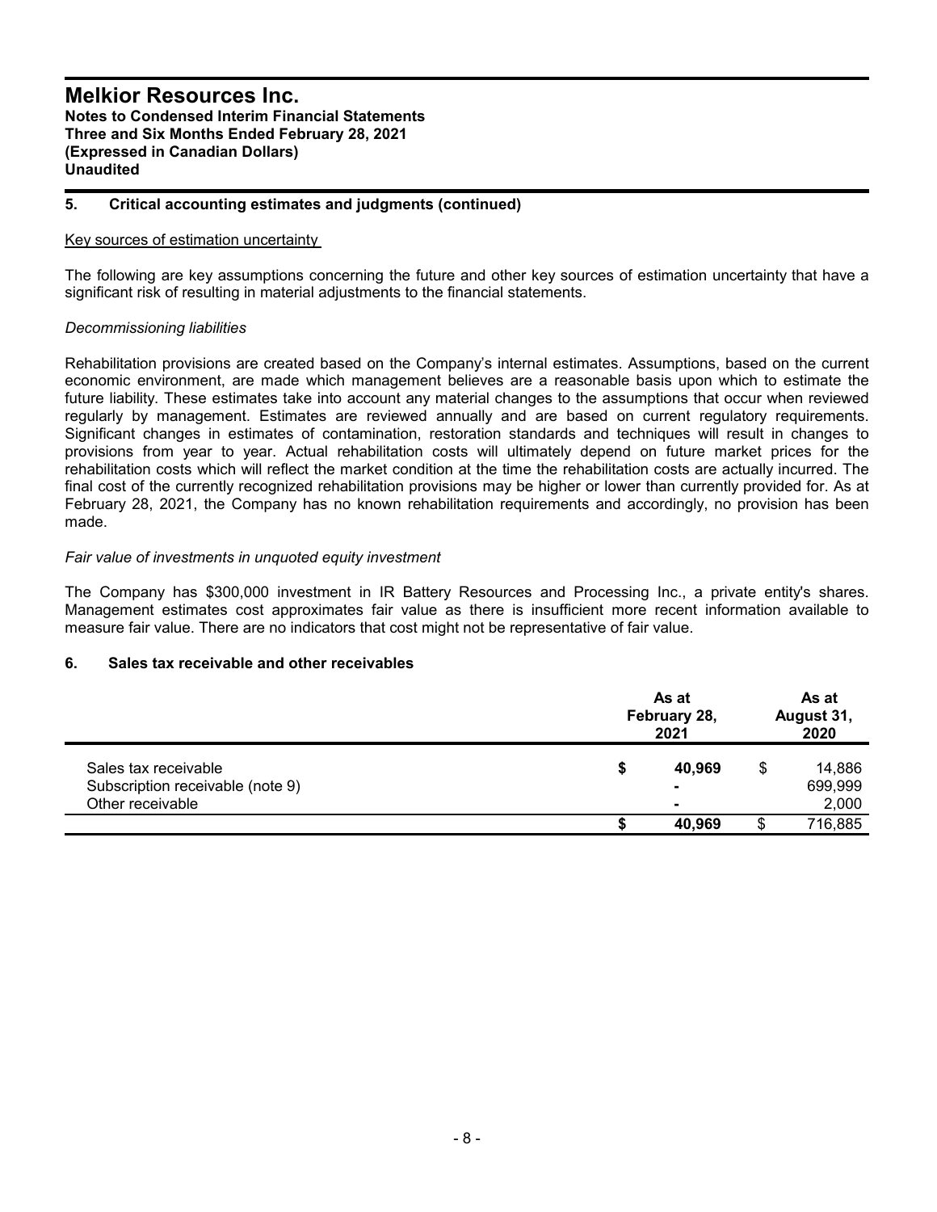## 5. Critical accounting estimates and judgments (continued)

Key sources of estimation uncertainty

The following are key assumptions concerning the future and other key sources of estimation uncertainty that have a significant risk of resulting in material adjustments to the financial statements.

*Decommissioning liabilities*

Rehabilitation provisions are created based on the Company's internal estimates. Assumptions, based on the current economic environment, are made which management believes are a reasonable basis upon which to estimate the future liability. These estimates take into account any material changes to the assumptions that occur when reviewed regularly by management. Estimates are reviewed annually and are based on current regulatory requirements. Significant changes in estimates of contamination, restoration standards and techniques will result in changes to provisions from year to year. Actual rehabilitation costs will ultimately depend on future market prices for the rehabilitation costs which will reflect the market condition at the time the rehabilitation costs are actually incurred. The final cost of the currently recognized rehabilitation provisions may be higher or lower than currently provided for. As at February 28, 2021, the Company has no known rehabilitation requirements and accordingly, no provision has been made.

*Fair value of investments in unquoted equity investment*

The Company has $300,000 investment in IR Battery Resources and Processing Inc., a private entity's shares. Management estimates cost approximates fair value as there is insufficient more recent information available to measure fair value. There are no indicators that cost might not be representative of fair value.

## 6. Sales tax receivable and other receivables

| | As at February 28, 2021 | As at August 31, 2020 |
|---|---|---|
| Sales tax receivable | **$ 40,969** | $ 14,886 |
| Subscription receivable (note 9) | **-** | 699,999 |
| Other receivable | **-** | 2,000 |
| | **$ 40,969** | $ 716,885 |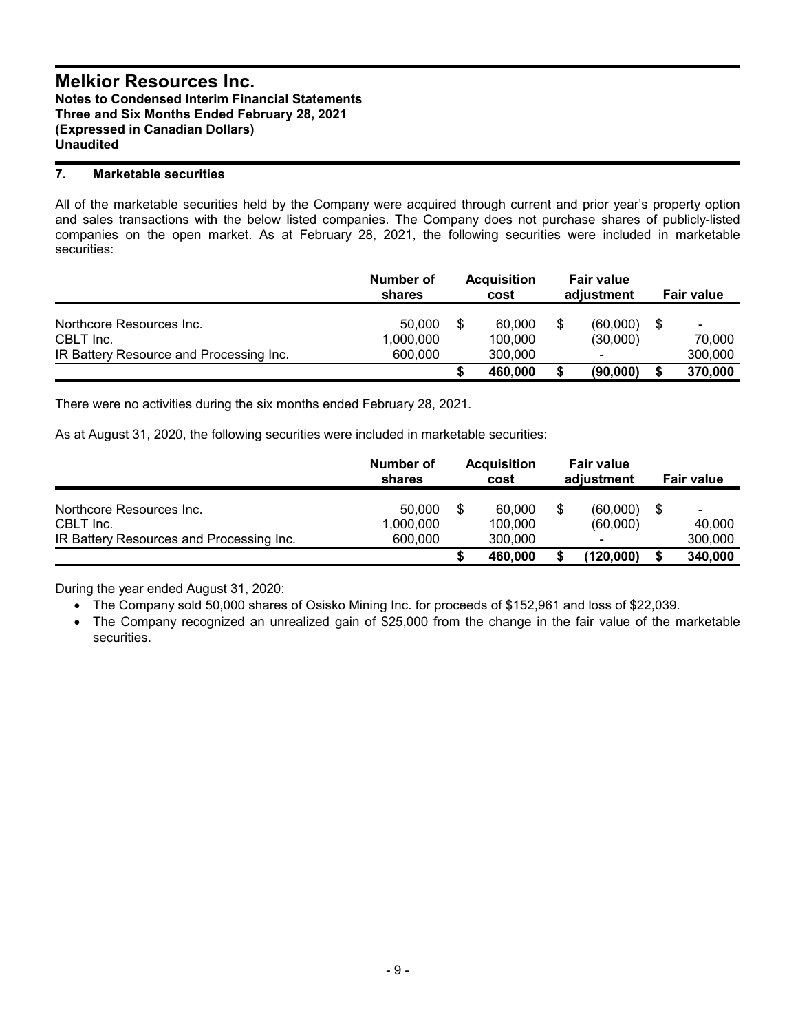# Melkior Resources Inc.

**Notes to Condensed Interim Financial Statements**
**Three and Six Months Ended February 28, 2021**
**(Expressed in Canadian Dollars)**
**Unaudited**

## 7. Marketable securities

All of the marketable securities held by the Company were acquired through current and prior year's property option and sales transactions with the below listed companies. The Company does not purchase shares of publicly-listed companies on the open market. As at February 28, 2021, the following securities were included in marketable securities:

| | Number of shares | Acquisition cost | Fair value adjustment | Fair value |
|---|---|---|---|---|
| Northcore Resources Inc. | 50,000 | $ 60,000 | $ (60,000) | $ - |
| CBLT Inc. | 1,000,000 | 100,000 | (30,000) | 70,000 |
| IR Battery Resource and Processing Inc. | 600,000 | 300,000 | - | 300,000 |
| | | **$ 460,000** | **$ (90,000)** | **$ 370,000** |

There were no activities during the six months ended February 28, 2021.

As at August 31, 2020, the following securities were included in marketable securities:

| | Number of shares | Acquisition cost | Fair value adjustment | Fair value |
|---|---|---|---|---|
| Northcore Resources Inc. | 50,000 | $ 60,000 | $ (60,000) | $ - |
| CBLT Inc. | 1,000,000 | 100,000 | (60,000) | 40,000 |
| IR Battery Resources and Processing Inc. | 600,000 | 300,000 | - | 300,000 |
| | | **$ 460,000** | **$ (120,000)** | **$ 340,000** |

During the year ended August 31, 2020:

- The Company sold 50,000 shares of Osisko Mining Inc. for proceeds of $152,961 and loss of $22,039.
- The Company recognized an unrealized gain of $25,000 from the change in the fair value of the marketable securities.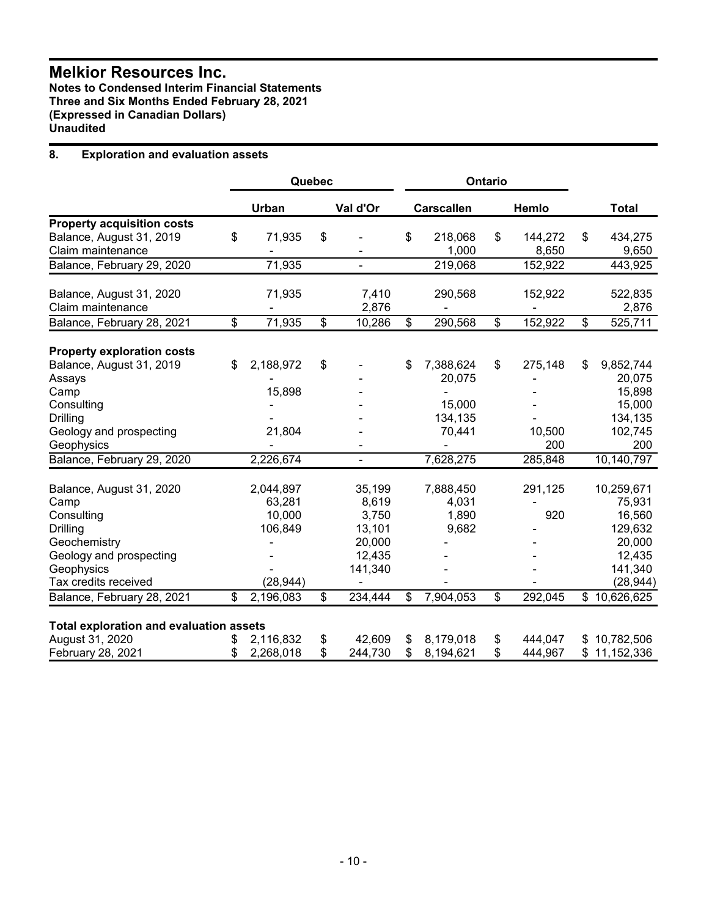# Melkior Resources Inc.

**Notes to Condensed Interim Financial Statements**
**Three and Six Months Ended February 28, 2021**
**(Expressed in Canadian Dollars)**
**Unaudited**

## 8. Exploration and evaluation assets

| | Quebec | | Ontario | | |
|---|---|---|---|---|---|
| | **Urban** | **Val d'Or** | **Carscallen** | **Hemlo** | **Total** |
| **Property acquisition costs** | | | | | |
| Balance, August 31, 2019 | $ 71,935 | $ - | $ 218,068 | $ 144,272 | $ 434,275 |
| Claim maintenance | - | - | 1,000 | 8,650 | 9,650 |
| Balance, February 29, 2020 | 71,935 | - | 219,068 | 152,922 | 443,925 |
| | | | | | |
| Balance, August 31, 2020 | 71,935 | 7,410 | 290,568 | 152,922 | 522,835 |
| Claim maintenance | - | 2,876 | - | - | 2,876 |
| Balance, February 28, 2021 | $ 71,935 | $ 10,286 | $ 290,568 | $ 152,922 | $ 525,711 |
| | | | | | |
| **Property exploration costs** | | | | | |
| Balance, August 31, 2019 | $ 2,188,972 | $ - | $ 7,388,624 | $ 275,148 | $ 9,852,744 |
| Assays | - | - | 20,075 | - | 20,075 |
| Camp | 15,898 | - | - | - | 15,898 |
| Consulting | - | - | 15,000 | - | 15,000 |
| Drilling | - | - | 134,135 | - | 134,135 |
| Geology and prospecting | 21,804 | - | 70,441 | 10,500 | 102,745 |
| Geophysics | - | - | - | 200 | 200 |
| Balance, February 29, 2020 | 2,226,674 | - | 7,628,275 | 285,848 | 10,140,797 |
| | | | | | |
| Balance, August 31, 2020 | 2,044,897 | 35,199 | 7,888,450 | 291,125 | 10,259,671 |
| Camp | 63,281 | 8,619 | 4,031 | - | 75,931 |
| Consulting | 10,000 | 3,750 | 1,890 | 920 | 16,560 |
| Drilling | 106,849 | 13,101 | 9,682 | - | 129,632 |
| Geochemistry | - | 20,000 | - | - | 20,000 |
| Geology and prospecting | - | 12,435 | - | - | 12,435 |
| Geophysics | - | 141,340 | - | - | 141,340 |
| Tax credits received | (28,944) | - | - | - | (28,944) |
| Balance, February 28, 2021 | $ 2,196,083 | $ 234,444 | $ 7,904,053 | $ 292,045 | $ 10,626,625 |
| | | | | | |
| **Total exploration and evaluation assets** | | | | | |
| August 31, 2020 | $ 2,116,832 | $ 42,609 | $ 8,179,018 | $ 444,047 | $ 10,782,506 |
| February 28, 2021 | $ 2,268,018 | $ 244,730 | $ 8,194,621 | $ 444,967 | $ 11,152,336 |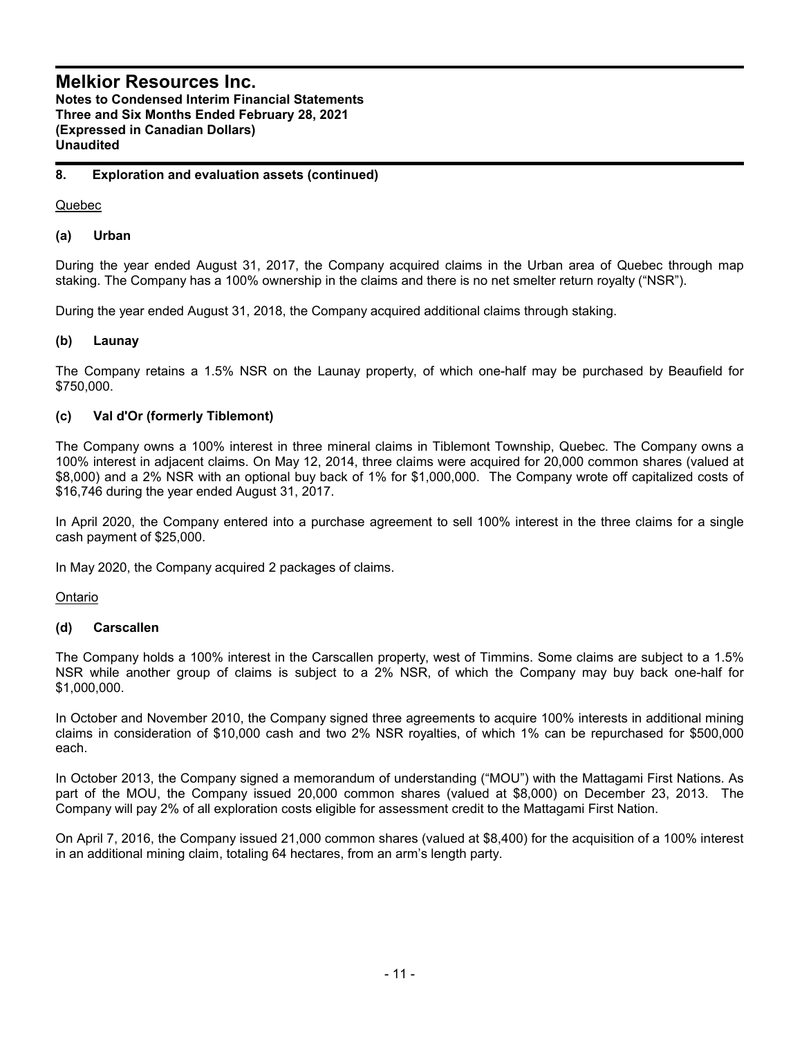## 8. Exploration and evaluation assets (continued)

Quebec

### (a) Urban

During the year ended August 31, 2017, the Company acquired claims in the Urban area of Quebec through map staking. The Company has a 100% ownership in the claims and there is no net smelter return royalty ("NSR").

During the year ended August 31, 2018, the Company acquired additional claims through staking.

### (b) Launay

The Company retains a 1.5% NSR on the Launay property, of which one-half may be purchased by Beaufield for $750,000.

### (c) Val d'Or (formerly Tiblemont)

The Company owns a 100% interest in three mineral claims in Tiblemont Township, Quebec. The Company owns a 100% interest in adjacent claims. On May 12, 2014, three claims were acquired for 20,000 common shares (valued at $8,000) and a 2% NSR with an optional buy back of 1% for $1,000,000. The Company wrote off capitalized costs of $16,746 during the year ended August 31, 2017.

In April 2020, the Company entered into a purchase agreement to sell 100% interest in the three claims for a single cash payment of $25,000.

In May 2020, the Company acquired 2 packages of claims.

Ontario

### (d) Carscallen

The Company holds a 100% interest in the Carscallen property, west of Timmins. Some claims are subject to a 1.5% NSR while another group of claims is subject to a 2% NSR, of which the Company may buy back one-half for $1,000,000.

In October and November 2010, the Company signed three agreements to acquire 100% interests in additional mining claims in consideration of $10,000 cash and two 2% NSR royalties, of which 1% can be repurchased for $500,000 each.

In October 2013, the Company signed a memorandum of understanding ("MOU") with the Mattagami First Nations. As part of the MOU, the Company issued 20,000 common shares (valued at $8,000) on December 23, 2013. The Company will pay 2% of all exploration costs eligible for assessment credit to the Mattagami First Nation.

On April 7, 2016, the Company issued 21,000 common shares (valued at $8,400) for the acquisition of a 100% interest in an additional mining claim, totaling 64 hectares, from an arm's length party.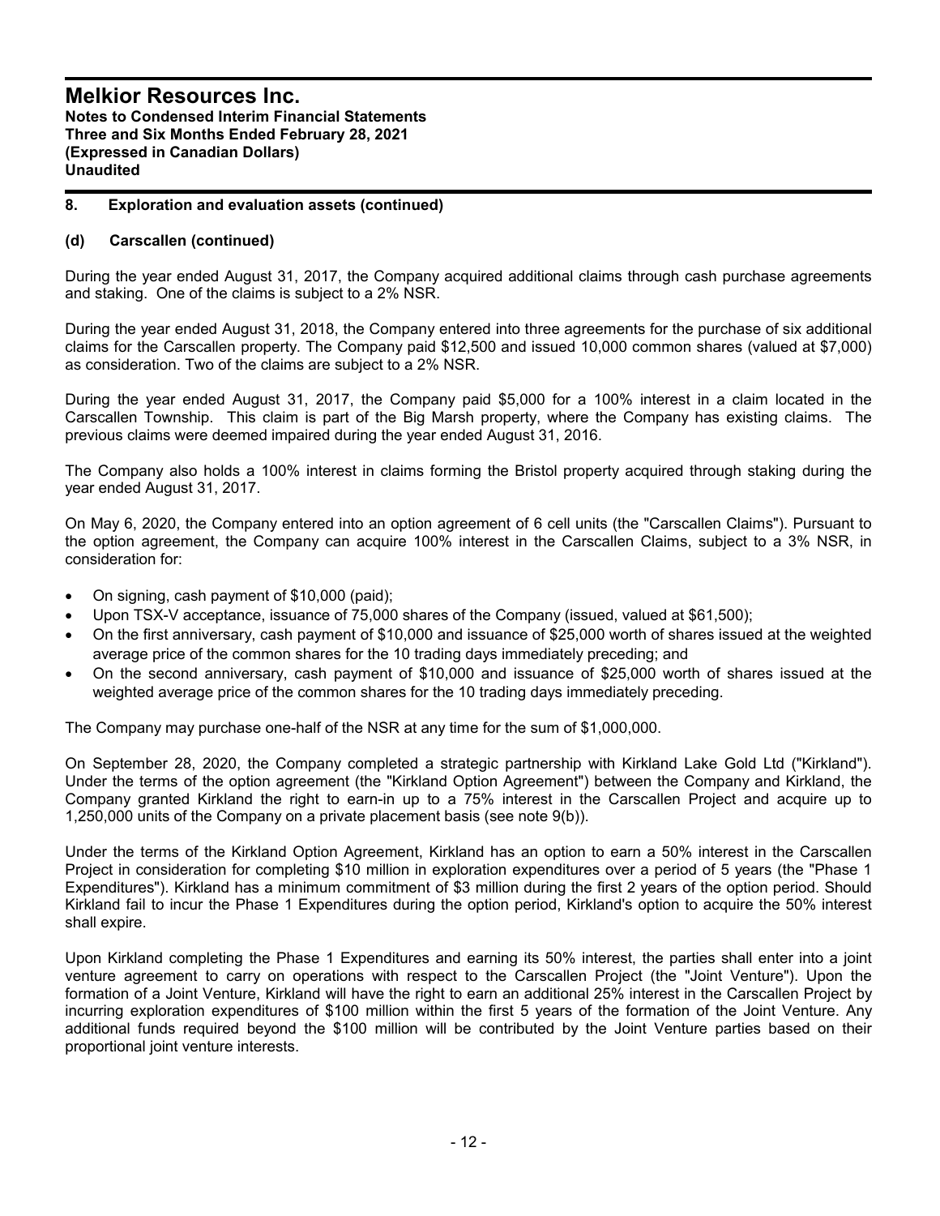## 8. Exploration and evaluation assets (continued)

### (d) Carscallen (continued)

During the year ended August 31, 2017, the Company acquired additional claims through cash purchase agreements and staking. One of the claims is subject to a 2% NSR.

During the year ended August 31, 2018, the Company entered into three agreements for the purchase of six additional claims for the Carscallen property. The Company paid $12,500 and issued 10,000 common shares (valued at $7,000) as consideration. Two of the claims are subject to a 2% NSR.

During the year ended August 31, 2017, the Company paid $5,000 for a 100% interest in a claim located in the Carscallen Township. This claim is part of the Big Marsh property, where the Company has existing claims. The previous claims were deemed impaired during the year ended August 31, 2016.

The Company also holds a 100% interest in claims forming the Bristol property acquired through staking during the year ended August 31, 2017.

On May 6, 2020, the Company entered into an option agreement of 6 cell units (the "Carscallen Claims"). Pursuant to the option agreement, the Company can acquire 100% interest in the Carscallen Claims, subject to a 3% NSR, in consideration for:

- On signing, cash payment of $10,000 (paid);
- Upon TSX-V acceptance, issuance of 75,000 shares of the Company (issued, valued at $61,500);
- On the first anniversary, cash payment of $10,000 and issuance of $25,000 worth of shares issued at the weighted average price of the common shares for the 10 trading days immediately preceding; and
- On the second anniversary, cash payment of $10,000 and issuance of $25,000 worth of shares issued at the weighted average price of the common shares for the 10 trading days immediately preceding.

The Company may purchase one-half of the NSR at any time for the sum of $1,000,000.

On September 28, 2020, the Company completed a strategic partnership with Kirkland Lake Gold Ltd ("Kirkland"). Under the terms of the option agreement (the "Kirkland Option Agreement") between the Company and Kirkland, the Company granted Kirkland the right to earn-in up to a 75% interest in the Carscallen Project and acquire up to 1,250,000 units of the Company on a private placement basis (see note 9(b)).

Under the terms of the Kirkland Option Agreement, Kirkland has an option to earn a 50% interest in the Carscallen Project in consideration for completing $10 million in exploration expenditures over a period of 5 years (the "Phase 1 Expenditures"). Kirkland has a minimum commitment of $3 million during the first 2 years of the option period. Should Kirkland fail to incur the Phase 1 Expenditures during the option period, Kirkland's option to acquire the 50% interest shall expire.

Upon Kirkland completing the Phase 1 Expenditures and earning its 50% interest, the parties shall enter into a joint venture agreement to carry on operations with respect to the Carscallen Project (the "Joint Venture"). Upon the formation of a Joint Venture, Kirkland will have the right to earn an additional 25% interest in the Carscallen Project by incurring exploration expenditures of $100 million within the first 5 years of the formation of the Joint Venture. Any additional funds required beyond the $100 million will be contributed by the Joint Venture parties based on their proportional joint venture interests.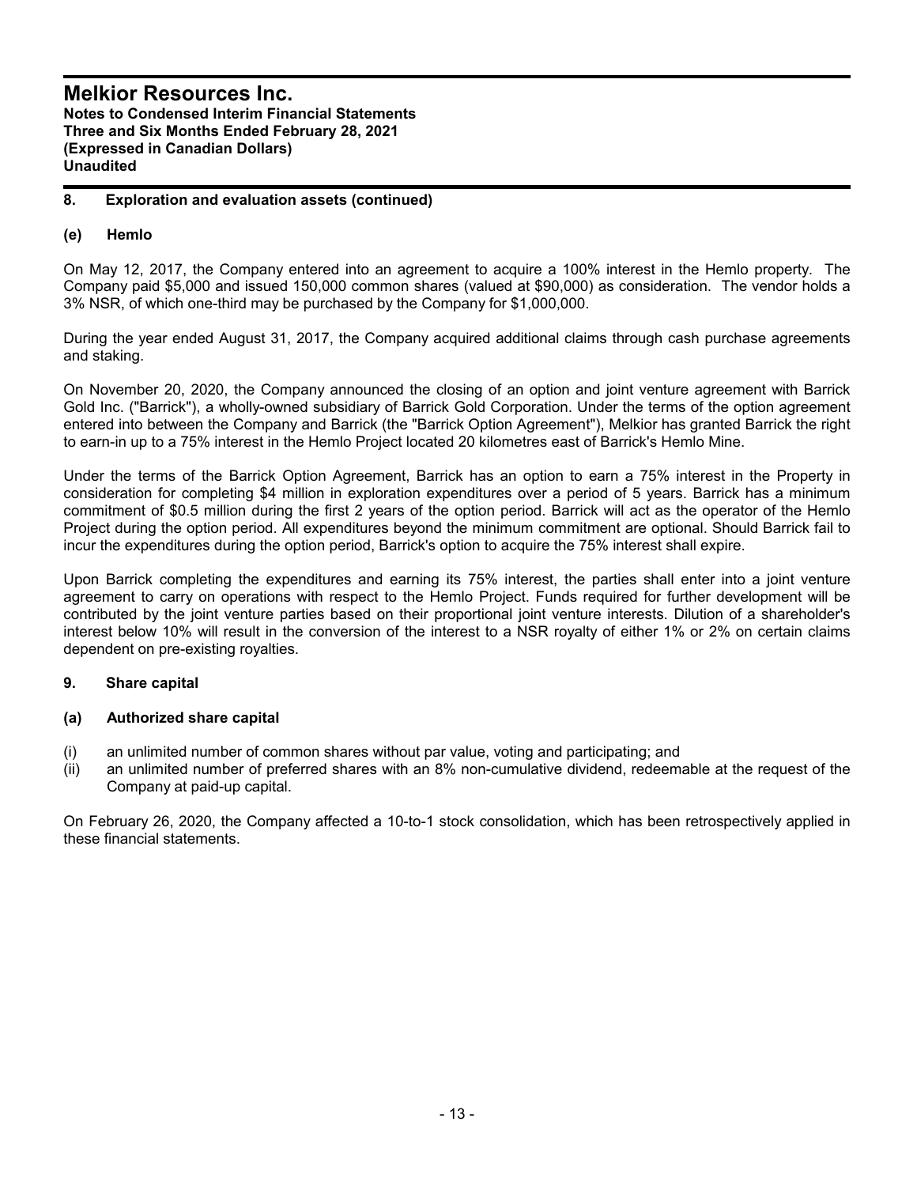## 8. Exploration and evaluation assets (continued)

### (e) Hemlo

On May 12, 2017, the Company entered into an agreement to acquire a 100% interest in the Hemlo property. The Company paid $5,000 and issued 150,000 common shares (valued at $90,000) as consideration. The vendor holds a 3% NSR, of which one-third may be purchased by the Company for $1,000,000.

During the year ended August 31, 2017, the Company acquired additional claims through cash purchase agreements and staking.

On November 20, 2020, the Company announced the closing of an option and joint venture agreement with Barrick Gold Inc. ("Barrick"), a wholly-owned subsidiary of Barrick Gold Corporation. Under the terms of the option agreement entered into between the Company and Barrick (the "Barrick Option Agreement"), Melkior has granted Barrick the right to earn-in up to a 75% interest in the Hemlo Project located 20 kilometres east of Barrick's Hemlo Mine.

Under the terms of the Barrick Option Agreement, Barrick has an option to earn a 75% interest in the Property in consideration for completing $4 million in exploration expenditures over a period of 5 years. Barrick has a minimum commitment of $0.5 million during the first 2 years of the option period. Barrick will act as the operator of the Hemlo Project during the option period. All expenditures beyond the minimum commitment are optional. Should Barrick fail to incur the expenditures during the option period, Barrick's option to acquire the 75% interest shall expire.

Upon Barrick completing the expenditures and earning its 75% interest, the parties shall enter into a joint venture agreement to carry on operations with respect to the Hemlo Project. Funds required for further development will be contributed by the joint venture parties based on their proportional joint venture interests. Dilution of a shareholder's interest below 10% will result in the conversion of the interest to a NSR royalty of either 1% or 2% on certain claims dependent on pre-existing royalties.

## 9. Share capital

### (a) Authorized share capital

(i) an unlimited number of common shares without par value, voting and participating; and
(ii) an unlimited number of preferred shares with an 8% non-cumulative dividend, redeemable at the request of the Company at paid-up capital.

On February 26, 2020, the Company affected a 10-to-1 stock consolidation, which has been retrospectively applied in these financial statements.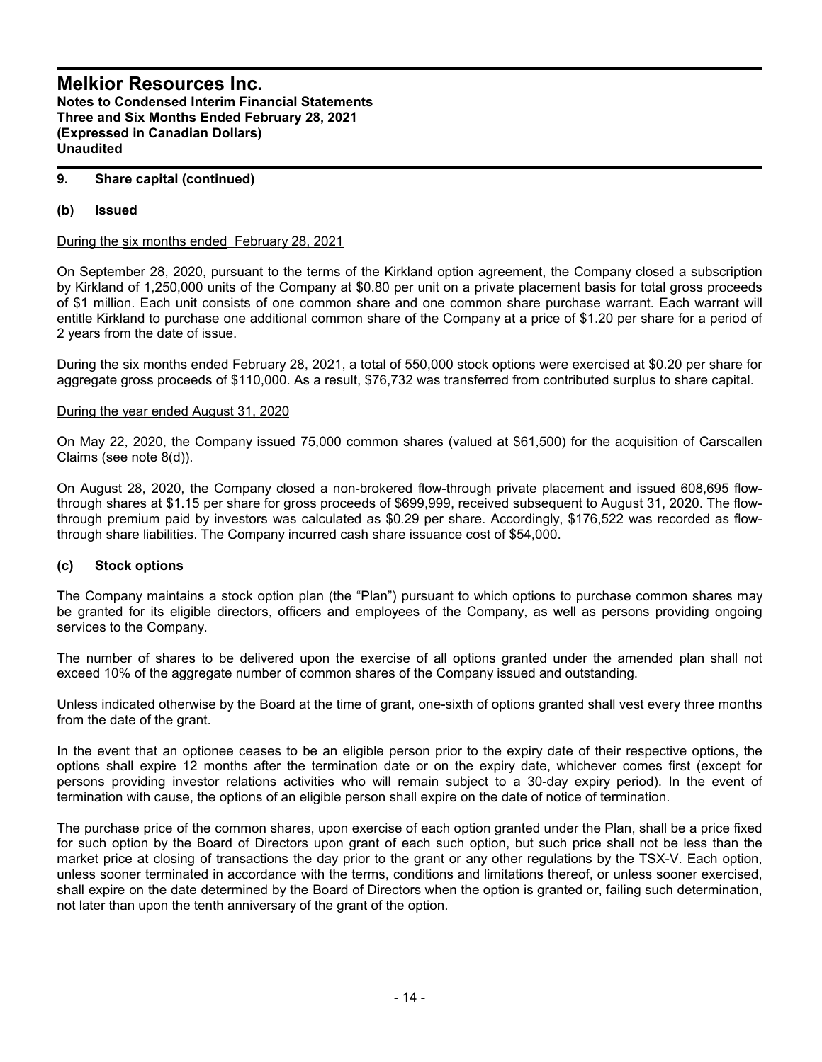## 9. Share capital (continued)

### (b) Issued

During the six months ended February 28, 2021

On September 28, 2020, pursuant to the terms of the Kirkland option agreement, the Company closed a subscription by Kirkland of 1,250,000 units of the Company at $0.80 per unit on a private placement basis for total gross proceeds of $1 million. Each unit consists of one common share and one common share purchase warrant. Each warrant will entitle Kirkland to purchase one additional common share of the Company at a price of $1.20 per share for a period of 2 years from the date of issue.

During the six months ended February 28, 2021, a total of 550,000 stock options were exercised at $0.20 per share for aggregate gross proceeds of $110,000. As a result, $76,732 was transferred from contributed surplus to share capital.

During the year ended August 31, 2020

On May 22, 2020, the Company issued 75,000 common shares (valued at $61,500) for the acquisition of Carscallen Claims (see note 8(d)).

On August 28, 2020, the Company closed a non-brokered flow-through private placement and issued 608,695 flow-through shares at $1.15 per share for gross proceeds of $699,999, received subsequent to August 31, 2020. The flow-through premium paid by investors was calculated as $0.29 per share. Accordingly, $176,522 was recorded as flow-through share liabilities. The Company incurred cash share issuance cost of $54,000.

### (c) Stock options

The Company maintains a stock option plan (the "Plan") pursuant to which options to purchase common shares may be granted for its eligible directors, officers and employees of the Company, as well as persons providing ongoing services to the Company.

The number of shares to be delivered upon the exercise of all options granted under the amended plan shall not exceed 10% of the aggregate number of common shares of the Company issued and outstanding.

Unless indicated otherwise by the Board at the time of grant, one-sixth of options granted shall vest every three months from the date of the grant.

In the event that an optionee ceases to be an eligible person prior to the expiry date of their respective options, the options shall expire 12 months after the termination date or on the expiry date, whichever comes first (except for persons providing investor relations activities who will remain subject to a 30-day expiry period). In the event of termination with cause, the options of an eligible person shall expire on the date of notice of termination.

The purchase price of the common shares, upon exercise of each option granted under the Plan, shall be a price fixed for such option by the Board of Directors upon grant of each such option, but such price shall not be less than the market price at closing of transactions the day prior to the grant or any other regulations by the TSX-V. Each option, unless sooner terminated in accordance with the terms, conditions and limitations thereof, or unless sooner exercised, shall expire on the date determined by the Board of Directors when the option is granted or, failing such determination, not later than upon the tenth anniversary of the grant of the option.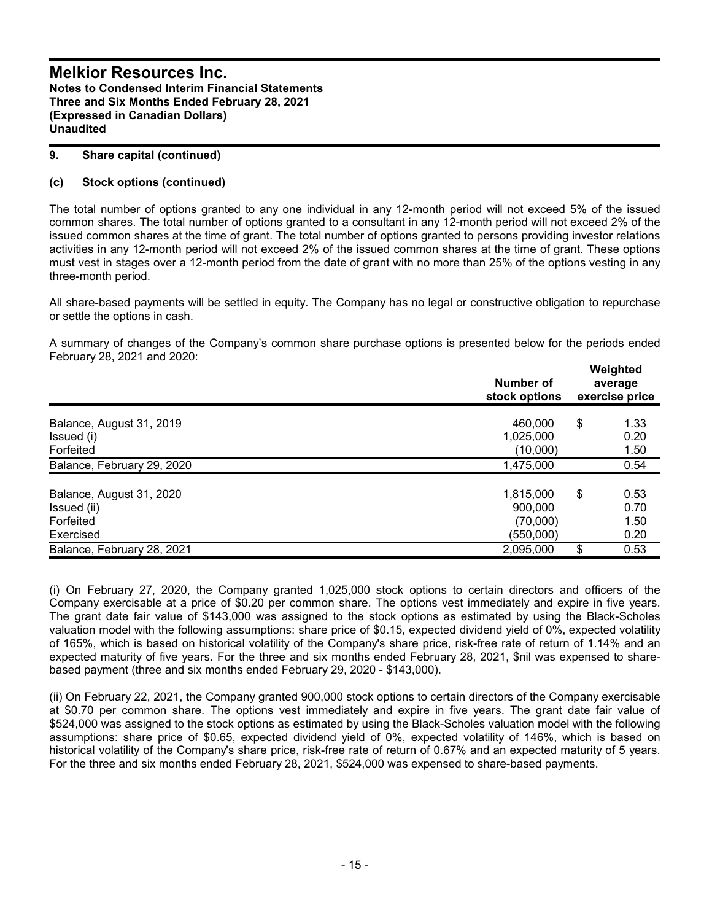## 9. Share capital (continued)

### (c) Stock options (continued)

The total number of options granted to any one individual in any 12-month period will not exceed 5% of the issued common shares. The total number of options granted to a consultant in any 12-month period will not exceed 2% of the issued common shares at the time of grant. The total number of options granted to persons providing investor relations activities in any 12-month period will not exceed 2% of the issued common shares at the time of grant. These options must vest in stages over a 12-month period from the date of grant with no more than 25% of the options vesting in any three-month period.

All share-based payments will be settled in equity. The Company has no legal or constructive obligation to repurchase or settle the options in cash.

A summary of changes of the Company's common share purchase options is presented below for the periods ended February 28, 2021 and 2020:

| | Number of stock options | Weighted average exercise price |
|---|---|---|
| Balance, August 31, 2019 | 460,000 | $ 1.33 |
| Issued (i) | 1,025,000 | 0.20 |
| Forfeited | (10,000) | 1.50 |
| Balance, February 29, 2020 | 1,475,000 | 0.54 |
| | | |
| Balance, August 31, 2020 | 1,815,000 | $ 0.53 |
| Issued (ii) | 900,000 | 0.70 |
| Forfeited | (70,000) | 1.50 |
| Exercised | (550,000) | 0.20 |
| Balance, February 28, 2021 | 2,095,000 | $ 0.53 |

(i) On February 27, 2020, the Company granted 1,025,000 stock options to certain directors and officers of the Company exercisable at a price of $0.20 per common share. The options vest immediately and expire in five years. The grant date fair value of $143,000 was assigned to the stock options as estimated by using the Black-Scholes valuation model with the following assumptions: share price of $0.15, expected dividend yield of 0%, expected volatility of 165%, which is based on historical volatility of the Company's share price, risk-free rate of return of 1.14% and an expected maturity of five years. For the three and six months ended February 28, 2021, $nil was expensed to share-based payment (three and six months ended February 29, 2020 - $143,000).

(ii) On February 22, 2021, the Company granted 900,000 stock options to certain directors of the Company exercisable at $0.70 per common share. The options vest immediately and expire in five years. The grant date fair value of $524,000 was assigned to the stock options as estimated by using the Black-Scholes valuation model with the following assumptions: share price of $0.65, expected dividend yield of 0%, expected volatility of 146%, which is based on historical volatility of the Company's share price, risk-free rate of return of 0.67% and an expected maturity of 5 years. For the three and six months ended February 28, 2021, $524,000 was expensed to share-based payments.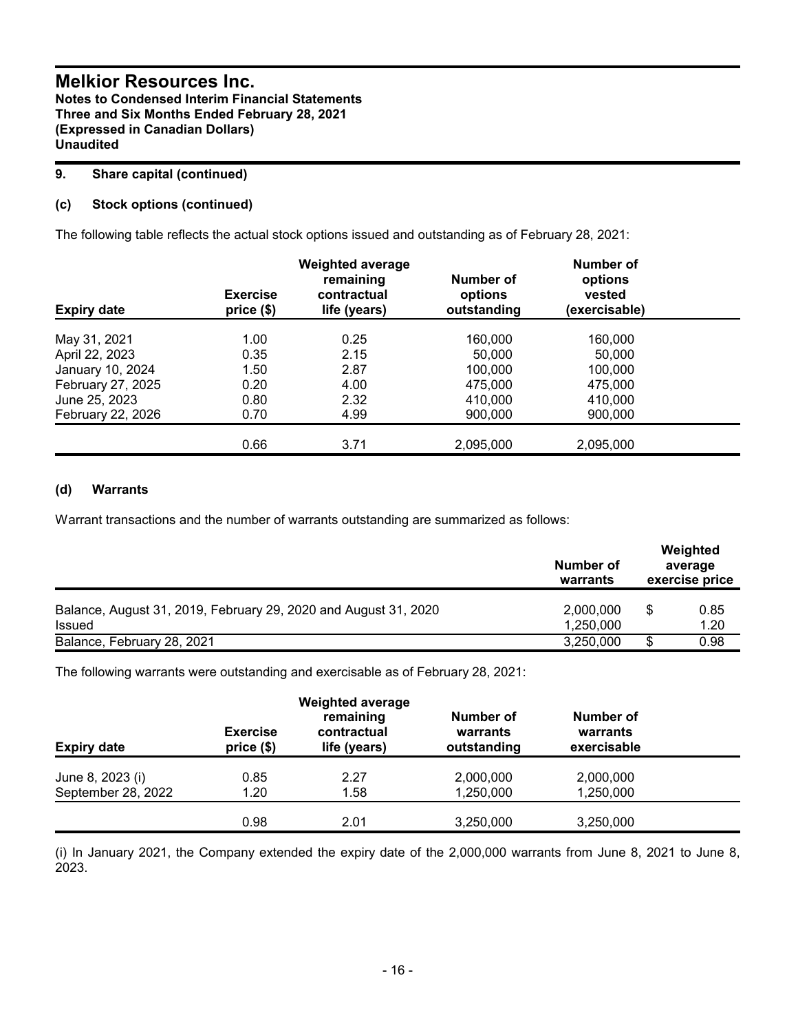# Melkior Resources Inc.

**Notes to Condensed Interim Financial Statements**
**Three and Six Months Ended February 28, 2021**
**(Expressed in Canadian Dollars)**
**Unaudited**

## 9. Share capital (continued)

### (c) Stock options (continued)

The following table reflects the actual stock options issued and outstanding as of February 28, 2021:

| Expiry date | Exercise price ($) | Weighted average remaining contractual life (years) | Number of options outstanding | Number of options vested (exercisable) |
|---|---|---|---|---|
| May 31, 2021 | 1.00 | 0.25 | 160,000 | 160,000 |
| April 22, 2023 | 0.35 | 2.15 | 50,000 | 50,000 |
| January 10, 2024 | 1.50 | 2.87 | 100,000 | 100,000 |
| February 27, 2025 | 0.20 | 4.00 | 475,000 | 475,000 |
| June 25, 2023 | 0.80 | 2.32 | 410,000 | 410,000 |
| February 22, 2026 | 0.70 | 4.99 | 900,000 | 900,000 |
| | 0.66 | 3.71 | 2,095,000 | 2,095,000 |

### (d) Warrants

Warrant transactions and the number of warrants outstanding are summarized as follows:

| | Number of warrants | Weighted average exercise price |
|---|---|---|
| Balance, August 31, 2019, February 29, 2020 and August 31, 2020 | 2,000,000 | $ 0.85 |
| Issued | 1,250,000 | 1.20 |
| Balance, February 28, 2021 | 3,250,000 | $ 0.98 |

The following warrants were outstanding and exercisable as of February 28, 2021:

| Expiry date | Exercise price ($) | Weighted average remaining contractual life (years) | Number of warrants outstanding | Number of warrants exercisable |
|---|---|---|---|---|
| June 8, 2023 (i) | 0.85 | 2.27 | 2,000,000 | 2,000,000 |
| September 28, 2022 | 1.20 | 1.58 | 1,250,000 | 1,250,000 |
| | 0.98 | 2.01 | 3,250,000 | 3,250,000 |

(i) In January 2021, the Company extended the expiry date of the 2,000,000 warrants from June 8, 2021 to June 8, 2023.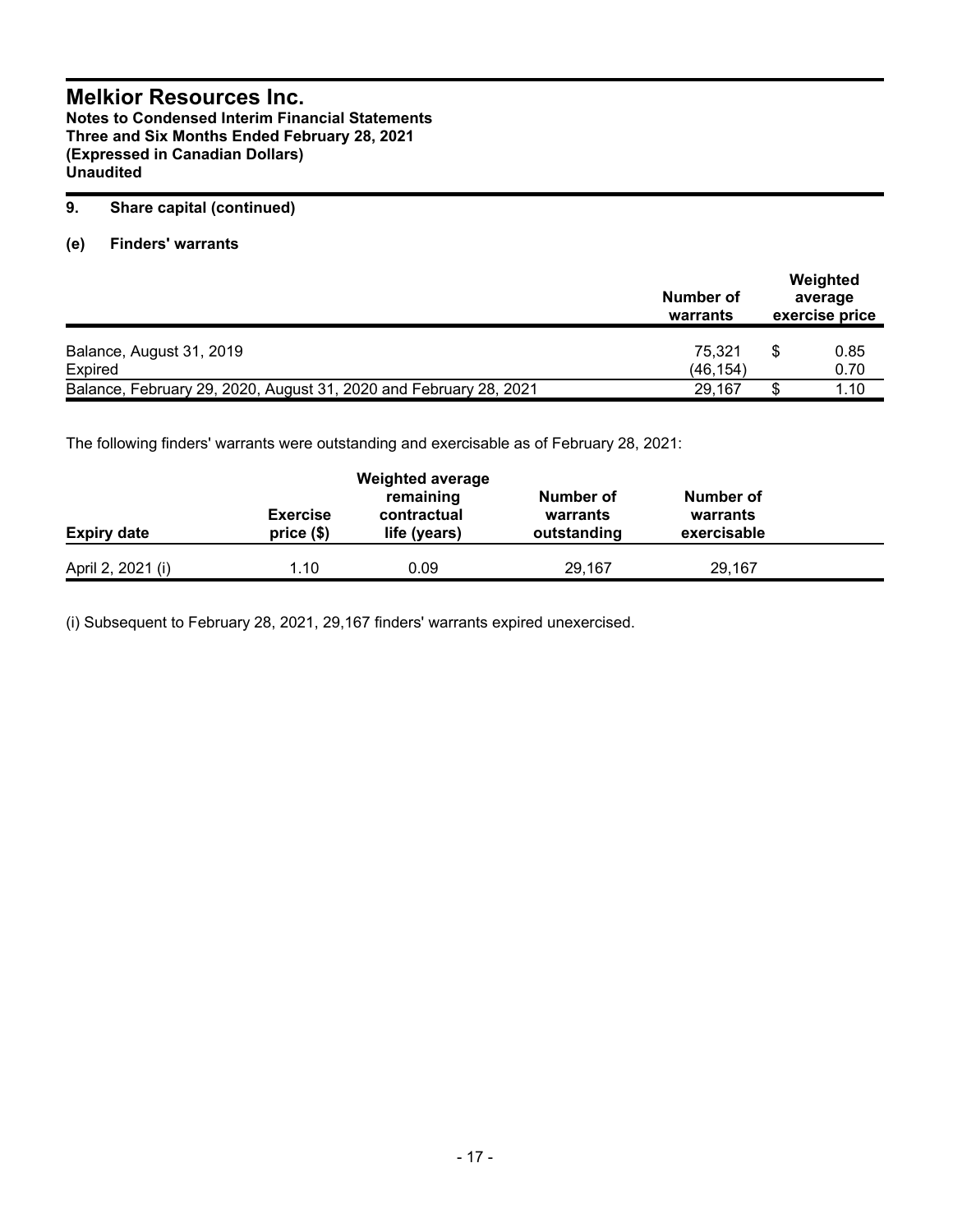## 9. Share capital (continued)

### (e) Finders' warrants

| | Number of warrants | Weighted average exercise price |
|---|---|---|
| Balance, August 31, 2019 | 75,321 | $ 0.85 |
| Expired | (46,154) | 0.70 |
| Balance, February 29, 2020, August 31, 2020 and February 28, 2021 | 29,167 | $ 1.10 |

The following finders' warrants were outstanding and exercisable as of February 28, 2021:

| Expiry date | Exercise price ($) | Weighted average remaining contractual life (years) | Number of warrants outstanding | Number of warrants exercisable |
|---|---|---|---|---|
| April 2, 2021 (i) | 1.10 | 0.09 | 29,167 | 29,167 |

(i) Subsequent to February 28, 2021, 29,167 finders' warrants expired unexercised.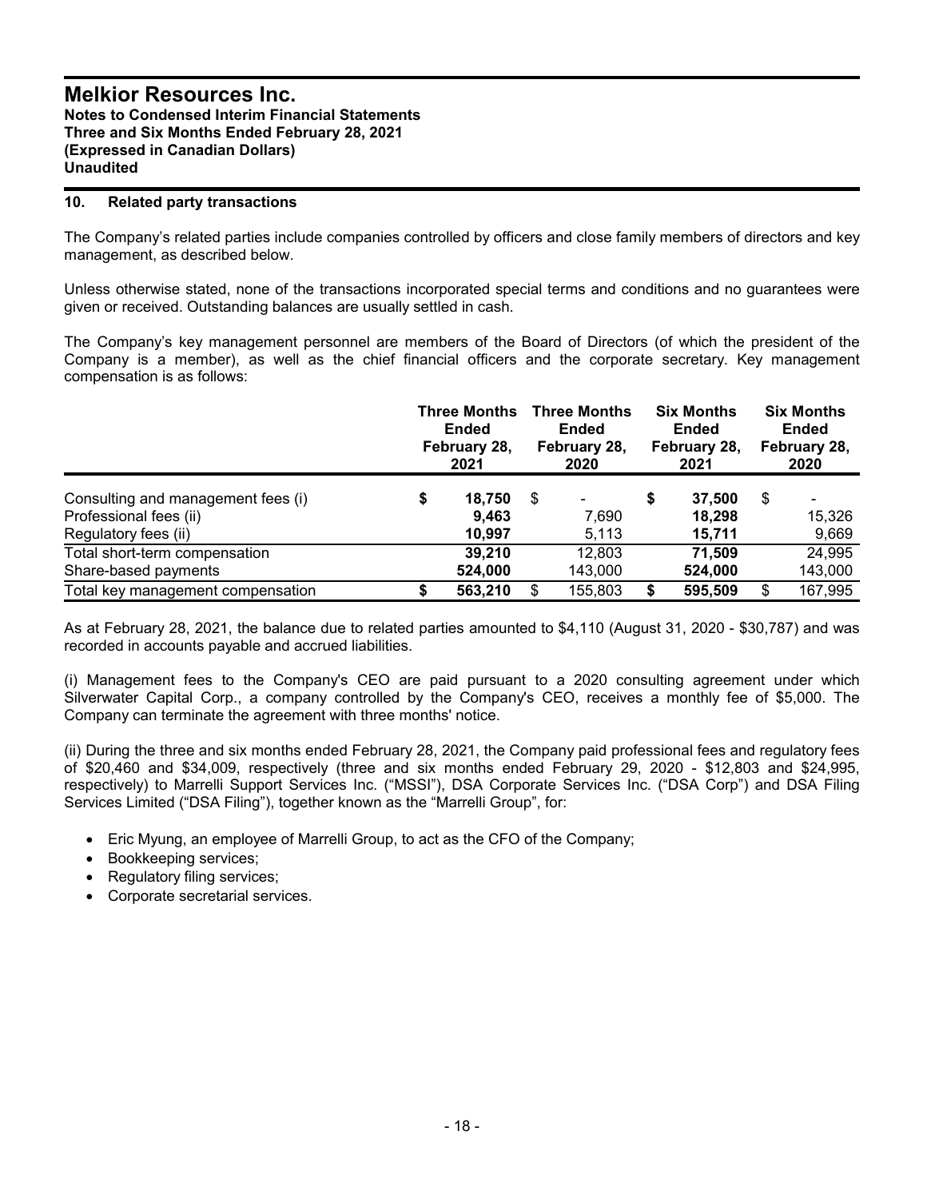# Melkior Resources Inc.

**Notes to Condensed Interim Financial Statements**
**Three and Six Months Ended February 28, 2021**
**(Expressed in Canadian Dollars)**
**Unaudited**

## 10. Related party transactions

The Company's related parties include companies controlled by officers and close family members of directors and key management, as described below.

Unless otherwise stated, none of the transactions incorporated special terms and conditions and no guarantees were given or received. Outstanding balances are usually settled in cash.

The Company's key management personnel are members of the Board of Directors (of which the president of the Company is a member), as well as the chief financial officers and the corporate secretary. Key management compensation is as follows:

| | Three Months Ended February 28, 2021 | Three Months Ended February 28, 2020 | Six Months Ended February 28, 2021 | Six Months Ended February 28, 2020 |
|---|---|---|---|---|
| Consulting and management fees (i) | **$ 18,750** | $ - | **$ 37,500** | $ - |
| Professional fees (ii) | **9,463** | 7,690 | **18,298** | 15,326 |
| Regulatory fees (ii) | **10,997** | 5,113 | **15,711** | 9,669 |
| Total short-term compensation | **39,210** | 12,803 | **71,509** | 24,995 |
| Share-based payments | **524,000** | 143,000 | **524,000** | 143,000 |
| Total key management compensation | **$ 563,210** | $ 155,803 | **$ 595,509** | $ 167,995 |

As at February 28, 2021, the balance due to related parties amounted to $4,110 (August 31, 2020 - $30,787) and was recorded in accounts payable and accrued liabilities.

(i) Management fees to the Company's CEO are paid pursuant to a 2020 consulting agreement under which Silverwater Capital Corp., a company controlled by the Company's CEO, receives a monthly fee of $5,000. The Company can terminate the agreement with three months' notice.

(ii) During the three and six months ended February 28, 2021, the Company paid professional fees and regulatory fees of $20,460 and $34,009, respectively (three and six months ended February 29, 2020 - $12,803 and $24,995, respectively) to Marrelli Support Services Inc. ("MSSI"), DSA Corporate Services Inc. ("DSA Corp") and DSA Filing Services Limited ("DSA Filing"), together known as the "Marrelli Group", for:

- Eric Myung, an employee of Marrelli Group, to act as the CFO of the Company;
- Bookkeeping services;
- Regulatory filing services;
- Corporate secretarial services.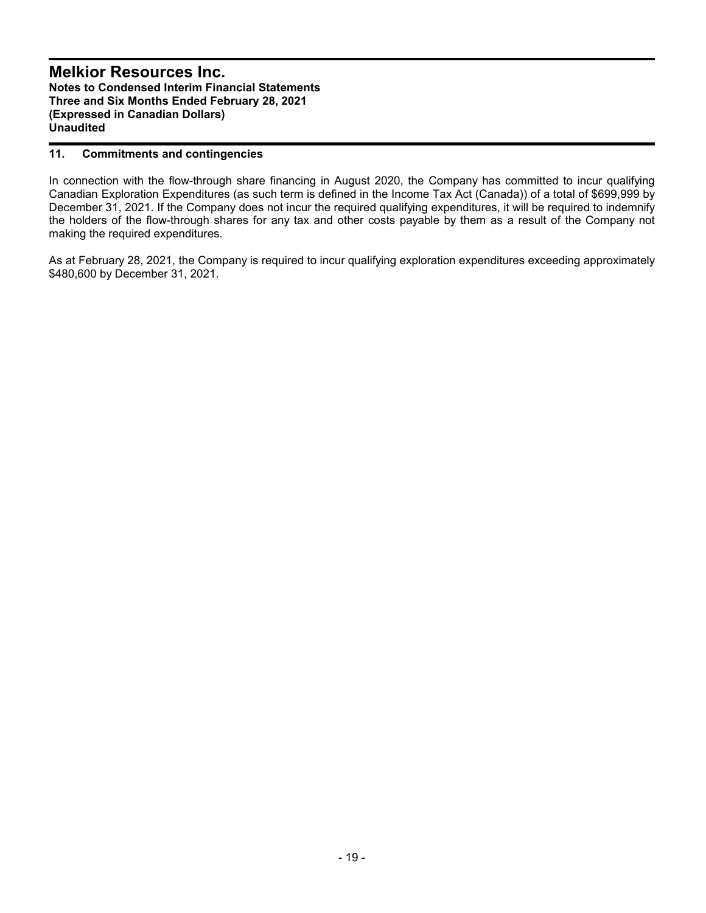## 11. Commitments and contingencies

In connection with the flow-through share financing in August 2020, the Company has committed to incur qualifying Canadian Exploration Expenditures (as such term is defined in the Income Tax Act (Canada)) of a total of $699,999 by December 31, 2021. If the Company does not incur the required qualifying expenditures, it will be required to indemnify the holders of the flow-through shares for any tax and other costs payable by them as a result of the Company not making the required expenditures.

As at February 28, 2021, the Company is required to incur qualifying exploration expenditures exceeding approximately $480,600 by December 31, 2021.